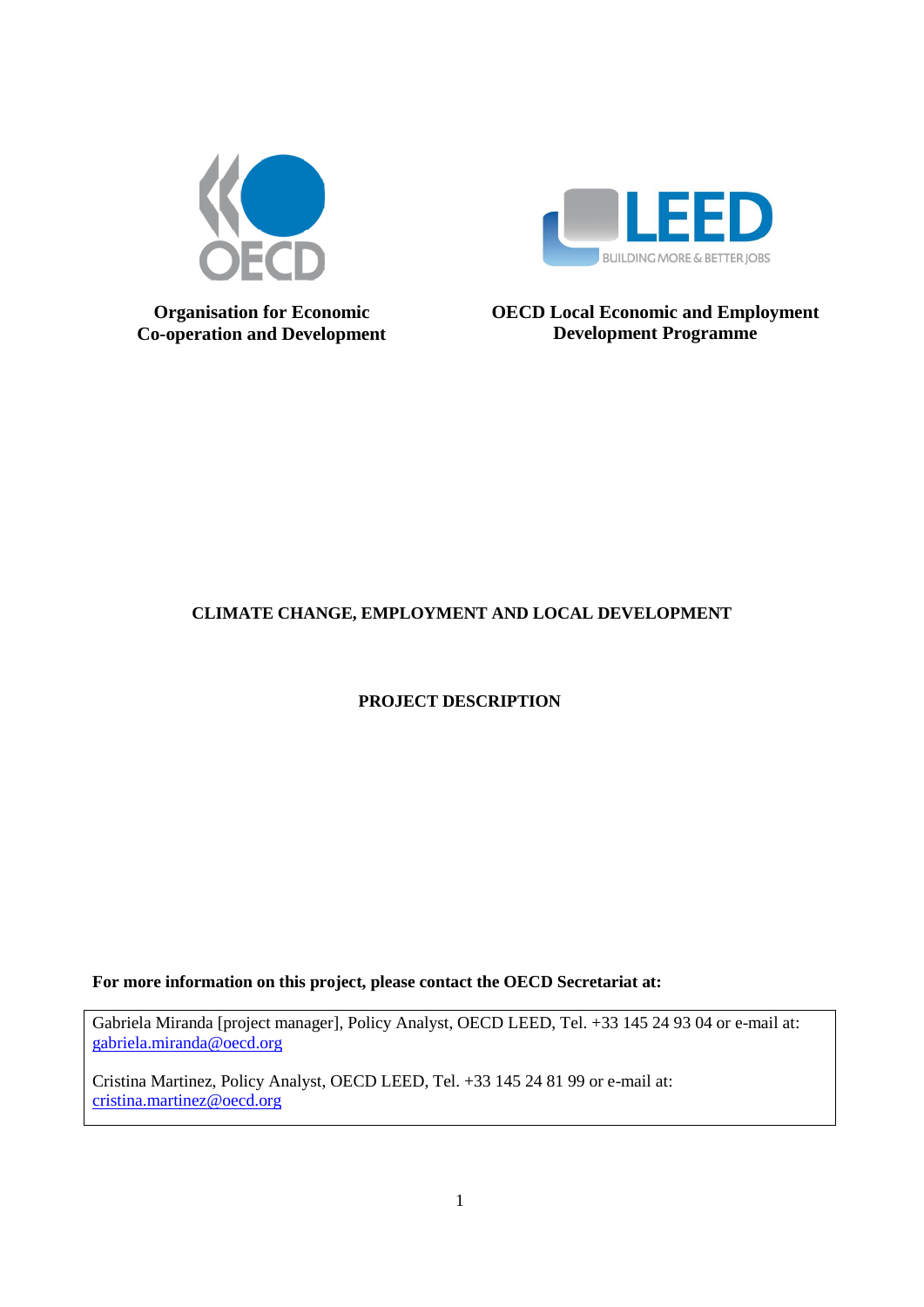**Organisation for Economic Co-operation and Development**

**OECD Local Economic and Employment Development Programme**

# CLIMATE CHANGE, EMPLOYMENT AND LOCAL DEVELOPMENT

## PROJECT DESCRIPTION

**For more information on this project, please contact the OECD Secretariat at:**

Gabriela Miranda [project manager], Policy Analyst, OECD LEED, Tel. +33 145 24 93 04 or e-mail at: gabriela.miranda@oecd.org

Cristina Martinez, Policy Analyst, OECD LEED, Tel. +33 145 24 81 99 or e-mail at: cristina.martinez@oecd.org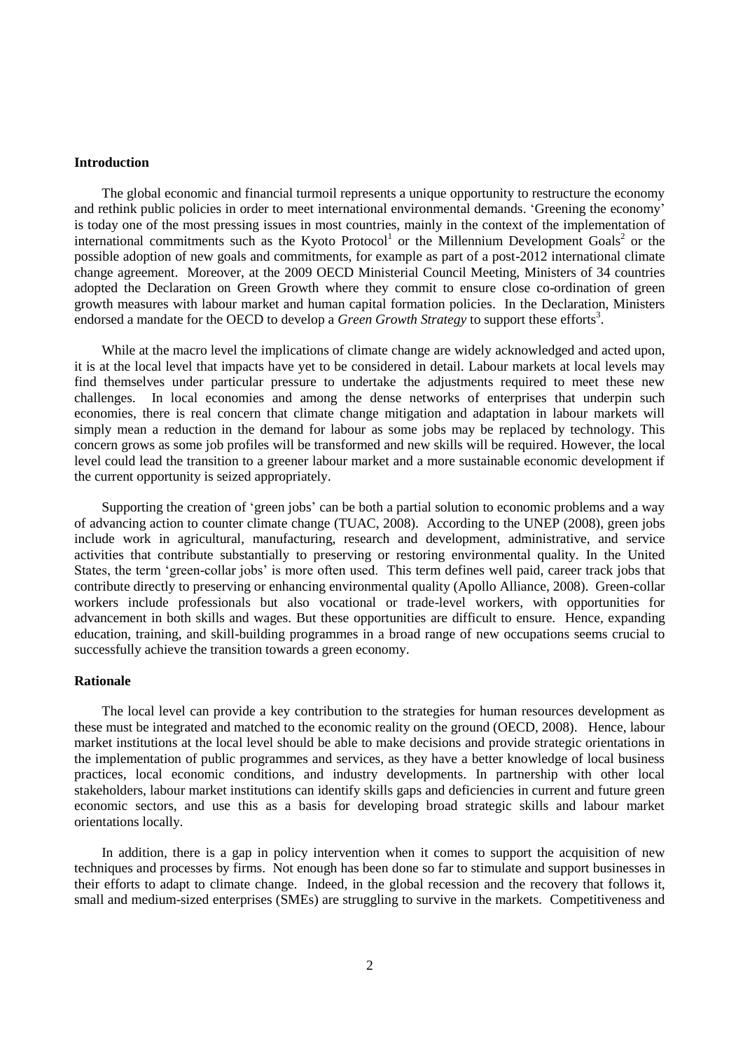## Introduction

The global economic and financial turmoil represents a unique opportunity to restructure the economy and rethink public policies in order to meet international environmental demands. 'Greening the economy' is today one of the most pressing issues in most countries, mainly in the context of the implementation of international commitments such as the Kyoto Protocol[1] or the Millennium Development Goals[2] or the possible adoption of new goals and commitments, for example as part of a post-2012 international climate change agreement. Moreover, at the 2009 OECD Ministerial Council Meeting, Ministers of 34 countries adopted the Declaration on Green Growth where they commit to ensure close co-ordination of green growth measures with labour market and human capital formation policies. In the Declaration, Ministers endorsed a mandate for the OECD to develop a *Green Growth Strategy* to support these efforts[3].

While at the macro level the implications of climate change are widely acknowledged and acted upon, it is at the local level that impacts have yet to be considered in detail. Labour markets at local levels may find themselves under particular pressure to undertake the adjustments required to meet these new challenges. In local economies and among the dense networks of enterprises that underpin such economies, there is real concern that climate change mitigation and adaptation in labour markets will simply mean a reduction in the demand for labour as some jobs may be replaced by technology. This concern grows as some job profiles will be transformed and new skills will be required. However, the local level could lead the transition to a greener labour market and a more sustainable economic development if the current opportunity is seized appropriately.

Supporting the creation of 'green jobs' can be both a partial solution to economic problems and a way of advancing action to counter climate change (TUAC, 2008). According to the UNEP (2008), green jobs include work in agricultural, manufacturing, research and development, administrative, and service activities that contribute substantially to preserving or restoring environmental quality. In the United States, the term 'green-collar jobs' is more often used. This term defines well paid, career track jobs that contribute directly to preserving or enhancing environmental quality (Apollo Alliance, 2008). Green-collar workers include professionals but also vocational or trade-level workers, with opportunities for advancement in both skills and wages. But these opportunities are difficult to ensure. Hence, expanding education, training, and skill-building programmes in a broad range of new occupations seems crucial to successfully achieve the transition towards a green economy.

## Rationale

The local level can provide a key contribution to the strategies for human resources development as these must be integrated and matched to the economic reality on the ground (OECD, 2008). Hence, labour market institutions at the local level should be able to make decisions and provide strategic orientations in the implementation of public programmes and services, as they have a better knowledge of local business practices, local economic conditions, and industry developments. In partnership with other local stakeholders, labour market institutions can identify skills gaps and deficiencies in current and future green economic sectors, and use this as a basis for developing broad strategic skills and labour market orientations locally.

In addition, there is a gap in policy intervention when it comes to support the acquisition of new techniques and processes by firms. Not enough has been done so far to stimulate and support businesses in their efforts to adapt to climate change. Indeed, in the global recession and the recovery that follows it, small and medium-sized enterprises (SMEs) are struggling to survive in the markets. Competitiveness and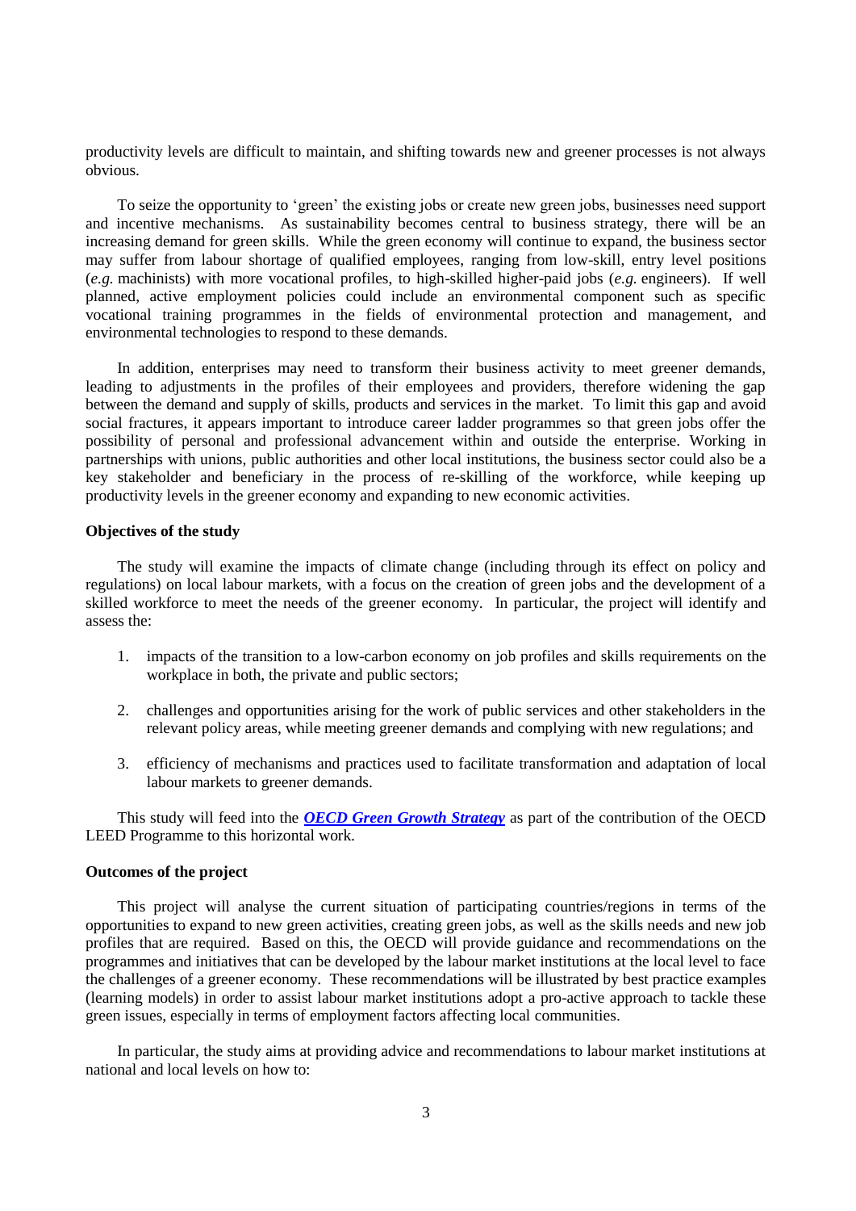productivity levels are difficult to maintain, and shifting towards new and greener processes is not always obvious.

To seize the opportunity to 'green' the existing jobs or create new green jobs, businesses need support and incentive mechanisms. As sustainability becomes central to business strategy, there will be an increasing demand for green skills. While the green economy will continue to expand, the business sector may suffer from labour shortage of qualified employees, ranging from low-skill, entry level positions (*e.g.* machinists) with more vocational profiles, to high-skilled higher-paid jobs (*e.g.* engineers). If well planned, active employment policies could include an environmental component such as specific vocational training programmes in the fields of environmental protection and management, and environmental technologies to respond to these demands.

In addition, enterprises may need to transform their business activity to meet greener demands, leading to adjustments in the profiles of their employees and providers, therefore widening the gap between the demand and supply of skills, products and services in the market. To limit this gap and avoid social fractures, it appears important to introduce career ladder programmes so that green jobs offer the possibility of personal and professional advancement within and outside the enterprise. Working in partnerships with unions, public authorities and other local institutions, the business sector could also be a key stakeholder and beneficiary in the process of re-skilling of the workforce, while keeping up productivity levels in the greener economy and expanding to new economic activities.

**Objectives of the study**

The study will examine the impacts of climate change (including through its effect on policy and regulations) on local labour markets, with a focus on the creation of green jobs and the development of a skilled workforce to meet the needs of the greener economy. In particular, the project will identify and assess the:

1. impacts of the transition to a low-carbon economy on job profiles and skills requirements on the workplace in both, the private and public sectors;

2. challenges and opportunities arising for the work of public services and other stakeholders in the relevant policy areas, while meeting greener demands and complying with new regulations; and

3. efficiency of mechanisms and practices used to facilitate transformation and adaptation of local labour markets to greener demands.

This study will feed into the ***OECD Green Growth Strategy*** as part of the contribution of the OECD LEED Programme to this horizontal work.

**Outcomes of the project**

This project will analyse the current situation of participating countries/regions in terms of the opportunities to expand to new green activities, creating green jobs, as well as the skills needs and new job profiles that are required. Based on this, the OECD will provide guidance and recommendations on the programmes and initiatives that can be developed by the labour market institutions at the local level to face the challenges of a greener economy. These recommendations will be illustrated by best practice examples (learning models) in order to assist labour market institutions adopt a pro-active approach to tackle these green issues, especially in terms of employment factors affecting local communities.

In particular, the study aims at providing advice and recommendations to labour market institutions at national and local levels on how to: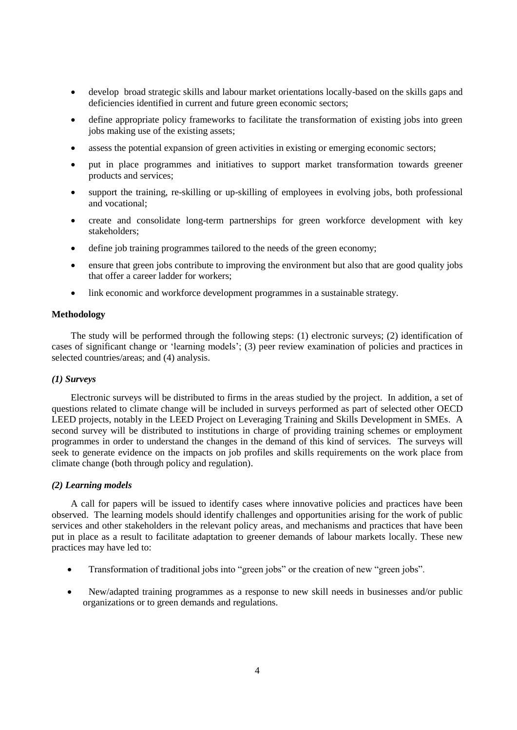- develop broad strategic skills and labour market orientations locally-based on the skills gaps and deficiencies identified in current and future green economic sectors;
- define appropriate policy frameworks to facilitate the transformation of existing jobs into green jobs making use of the existing assets;
- assess the potential expansion of green activities in existing or emerging economic sectors;
- put in place programmes and initiatives to support market transformation towards greener products and services;
- support the training, re-skilling or up-skilling of employees in evolving jobs, both professional and vocational;
- create and consolidate long-term partnerships for green workforce development with key stakeholders;
- define job training programmes tailored to the needs of the green economy;
- ensure that green jobs contribute to improving the environment but also that are good quality jobs that offer a career ladder for workers;
- link economic and workforce development programmes in a sustainable strategy.

**Methodology**

The study will be performed through the following steps: (1) electronic surveys; (2) identification of cases of significant change or 'learning models'; (3) peer review examination of policies and practices in selected countries/areas; and (4) analysis.

***(1) Surveys***

Electronic surveys will be distributed to firms in the areas studied by the project. In addition, a set of questions related to climate change will be included in surveys performed as part of selected other OECD LEED projects, notably in the LEED Project on Leveraging Training and Skills Development in SMEs. A second survey will be distributed to institutions in charge of providing training schemes or employment programmes in order to understand the changes in the demand of this kind of services. The surveys will seek to generate evidence on the impacts on job profiles and skills requirements on the work place from climate change (both through policy and regulation).

***(2) Learning models***

A call for papers will be issued to identify cases where innovative policies and practices have been observed. The learning models should identify challenges and opportunities arising for the work of public services and other stakeholders in the relevant policy areas, and mechanisms and practices that have been put in place as a result to facilitate adaptation to greener demands of labour markets locally. These new practices may have led to:

- Transformation of traditional jobs into "green jobs" or the creation of new "green jobs".
- New/adapted training programmes as a response to new skill needs in businesses and/or public organizations or to green demands and regulations.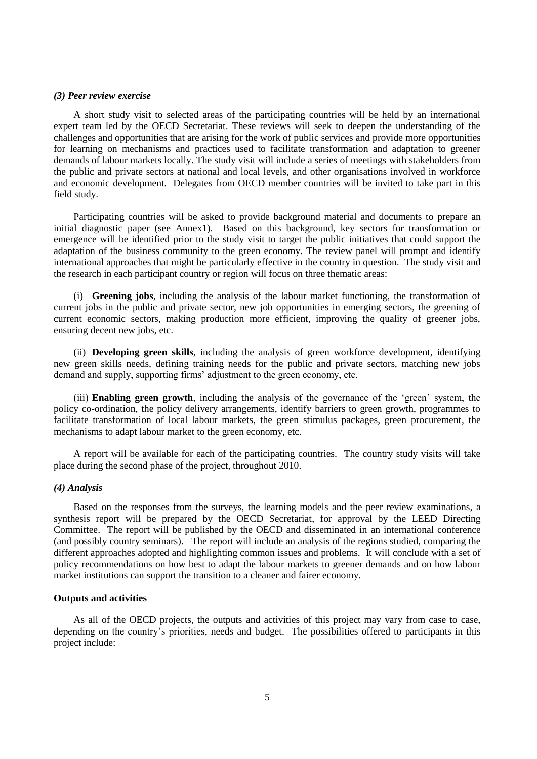### *(3) Peer review exercise*

A short study visit to selected areas of the participating countries will be held by an international expert team led by the OECD Secretariat. These reviews will seek to deepen the understanding of the challenges and opportunities that are arising for the work of public services and provide more opportunities for learning on mechanisms and practices used to facilitate transformation and adaptation to greener demands of labour markets locally. The study visit will include a series of meetings with stakeholders from the public and private sectors at national and local levels, and other organisations involved in workforce and economic development. Delegates from OECD member countries will be invited to take part in this field study.

Participating countries will be asked to provide background material and documents to prepare an initial diagnostic paper (see Annex1). Based on this background, key sectors for transformation or emergence will be identified prior to the study visit to target the public initiatives that could support the adaptation of the business community to the green economy. The review panel will prompt and identify international approaches that might be particularly effective in the country in question. The study visit and the research in each participant country or region will focus on three thematic areas:

(i) **Greening jobs**, including the analysis of the labour market functioning, the transformation of current jobs in the public and private sector, new job opportunities in emerging sectors, the greening of current economic sectors, making production more efficient, improving the quality of greener jobs, ensuring decent new jobs, etc.

(ii) **Developing green skills**, including the analysis of green workforce development, identifying new green skills needs, defining training needs for the public and private sectors, matching new jobs demand and supply, supporting firms' adjustment to the green economy, etc.

(iii) **Enabling green growth**, including the analysis of the governance of the 'green' system, the policy co-ordination, the policy delivery arrangements, identify barriers to green growth, programmes to facilitate transformation of local labour markets, the green stimulus packages, green procurement, the mechanisms to adapt labour market to the green economy, etc.

A report will be available for each of the participating countries. The country study visits will take place during the second phase of the project, throughout 2010.

### *(4) Analysis*

Based on the responses from the surveys, the learning models and the peer review examinations, a synthesis report will be prepared by the OECD Secretariat, for approval by the LEED Directing Committee. The report will be published by the OECD and disseminated in an international conference (and possibly country seminars). The report will include an analysis of the regions studied, comparing the different approaches adopted and highlighting common issues and problems. It will conclude with a set of policy recommendations on how best to adapt the labour markets to greener demands and on how labour market institutions can support the transition to a cleaner and fairer economy.

### **Outputs and activities**

As all of the OECD projects, the outputs and activities of this project may vary from case to case, depending on the country's priorities, needs and budget. The possibilities offered to participants in this project include: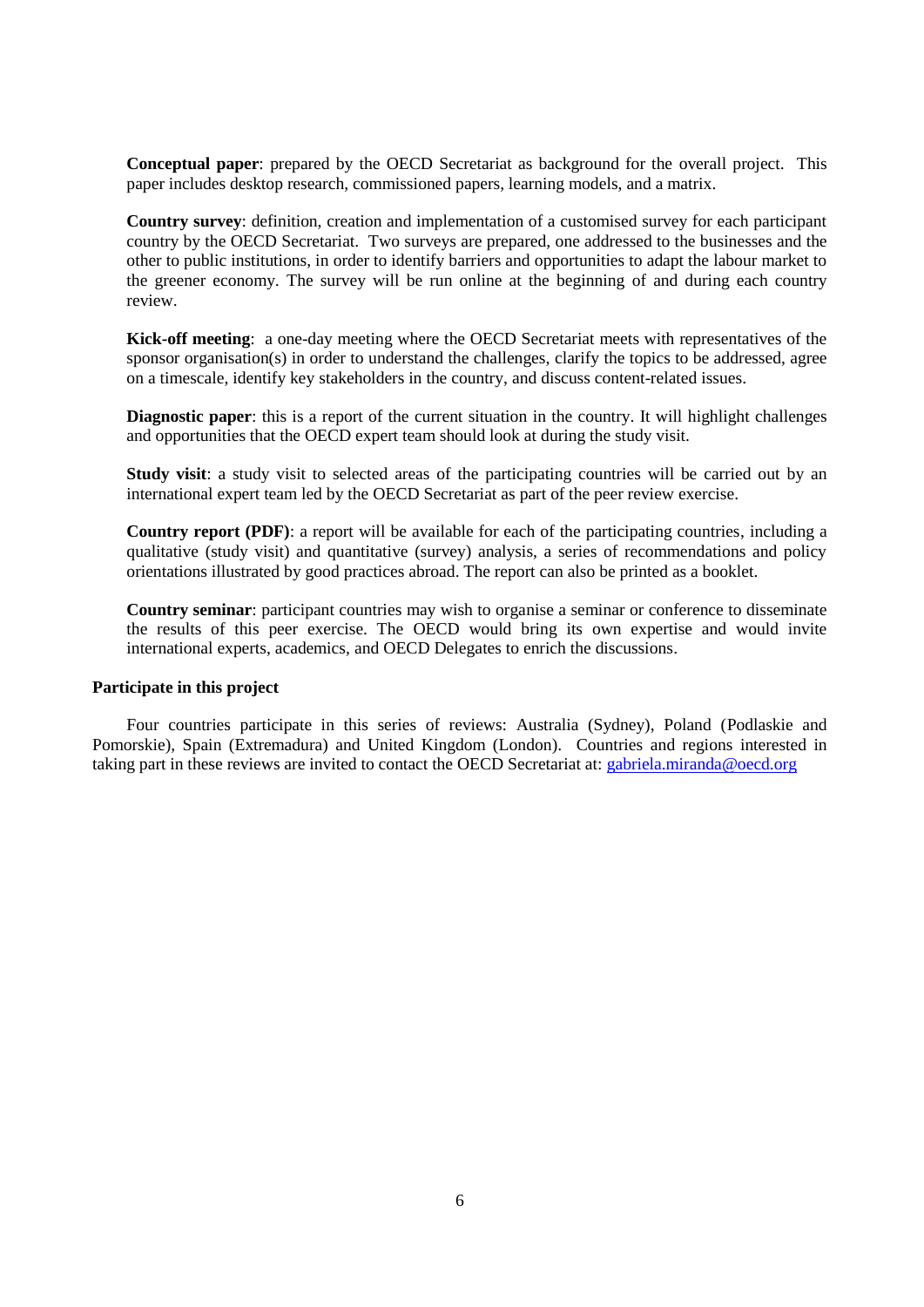**Conceptual paper**: prepared by the OECD Secretariat as background for the overall project. This paper includes desktop research, commissioned papers, learning models, and a matrix.

**Country survey**: definition, creation and implementation of a customised survey for each participant country by the OECD Secretariat. Two surveys are prepared, one addressed to the businesses and the other to public institutions, in order to identify barriers and opportunities to adapt the labour market to the greener economy. The survey will be run online at the beginning of and during each country review.

**Kick-off meeting**: a one-day meeting where the OECD Secretariat meets with representatives of the sponsor organisation(s) in order to understand the challenges, clarify the topics to be addressed, agree on a timescale, identify key stakeholders in the country, and discuss content-related issues.

**Diagnostic paper**: this is a report of the current situation in the country. It will highlight challenges and opportunities that the OECD expert team should look at during the study visit.

**Study visit**: a study visit to selected areas of the participating countries will be carried out by an international expert team led by the OECD Secretariat as part of the peer review exercise.

**Country report (PDF)**: a report will be available for each of the participating countries, including a qualitative (study visit) and quantitative (survey) analysis, a series of recommendations and policy orientations illustrated by good practices abroad. The report can also be printed as a booklet.

**Country seminar**: participant countries may wish to organise a seminar or conference to disseminate the results of this peer exercise. The OECD would bring its own expertise and would invite international experts, academics, and OECD Delegates to enrich the discussions.

**Participate in this project**

Four countries participate in this series of reviews: Australia (Sydney), Poland (Podlaskie and Pomorskie), Spain (Extremadura) and United Kingdom (London). Countries and regions interested in taking part in these reviews are invited to contact the OECD Secretariat at: gabriela.miranda@oecd.org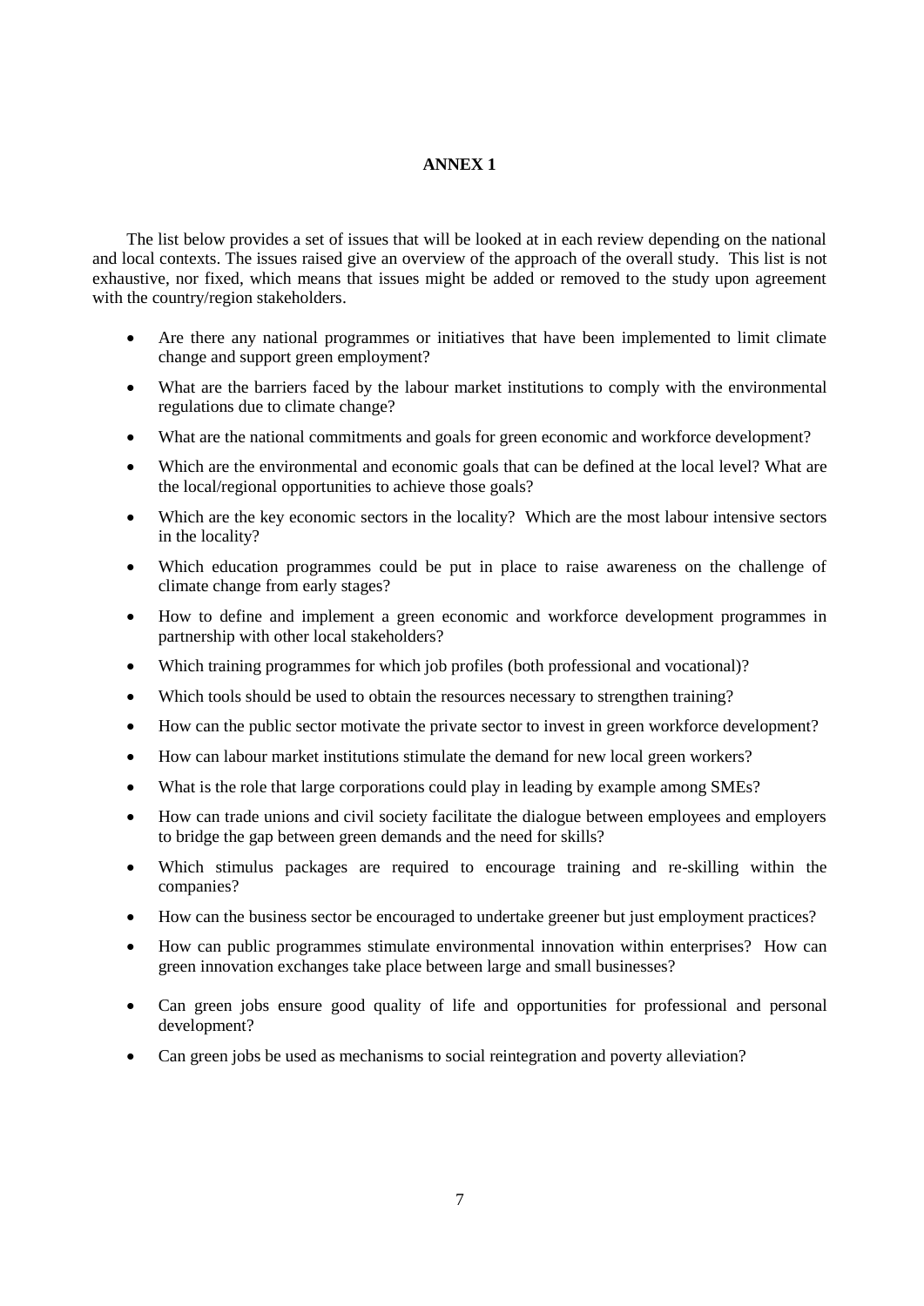# ANNEX 1

The list below provides a set of issues that will be looked at in each review depending on the national and local contexts. The issues raised give an overview of the approach of the overall study. This list is not exhaustive, nor fixed, which means that issues might be added or removed to the study upon agreement with the country/region stakeholders.

- Are there any national programmes or initiatives that have been implemented to limit climate change and support green employment?
- What are the barriers faced by the labour market institutions to comply with the environmental regulations due to climate change?
- What are the national commitments and goals for green economic and workforce development?
- Which are the environmental and economic goals that can be defined at the local level? What are the local/regional opportunities to achieve those goals?
- Which are the key economic sectors in the locality? Which are the most labour intensive sectors in the locality?
- Which education programmes could be put in place to raise awareness on the challenge of climate change from early stages?
- How to define and implement a green economic and workforce development programmes in partnership with other local stakeholders?
- Which training programmes for which job profiles (both professional and vocational)?
- Which tools should be used to obtain the resources necessary to strengthen training?
- How can the public sector motivate the private sector to invest in green workforce development?
- How can labour market institutions stimulate the demand for new local green workers?
- What is the role that large corporations could play in leading by example among SMEs?
- How can trade unions and civil society facilitate the dialogue between employees and employers to bridge the gap between green demands and the need for skills?
- Which stimulus packages are required to encourage training and re-skilling within the companies?
- How can the business sector be encouraged to undertake greener but just employment practices?
- How can public programmes stimulate environmental innovation within enterprises? How can green innovation exchanges take place between large and small businesses?
- Can green jobs ensure good quality of life and opportunities for professional and personal development?
- Can green jobs be used as mechanisms to social reintegration and poverty alleviation?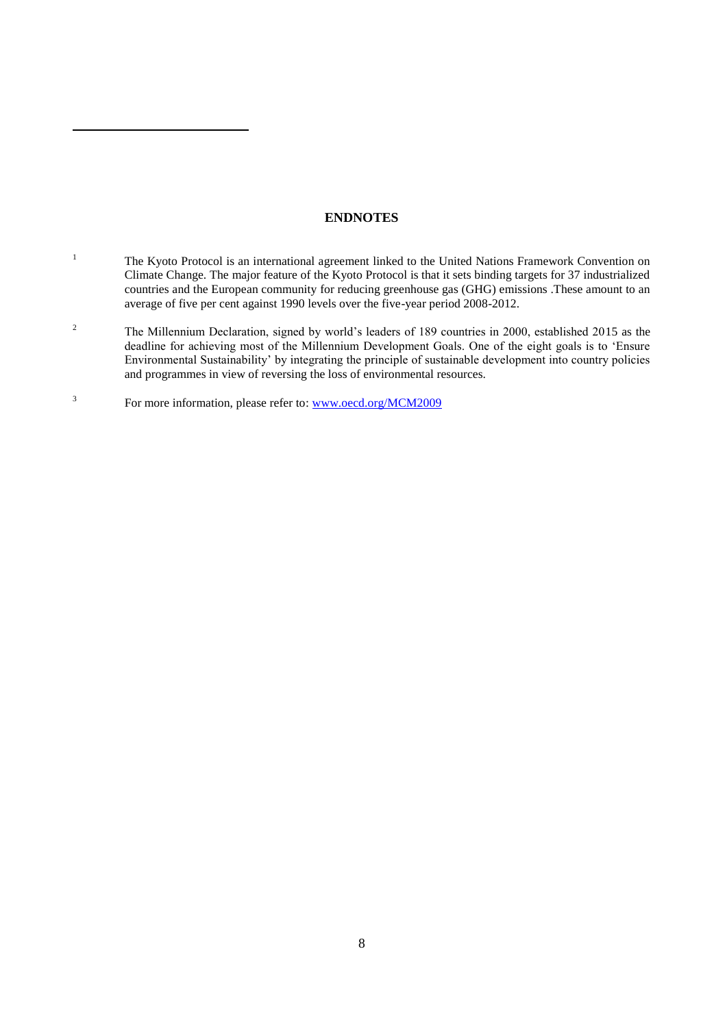## ENDNOTES

[1] The Kyoto Protocol is an international agreement linked to the United Nations Framework Convention on Climate Change. The major feature of the Kyoto Protocol is that it sets binding targets for 37 industrialized countries and the European community for reducing greenhouse gas (GHG) emissions .These amount to an average of five per cent against 1990 levels over the five-year period 2008-2012.

[2] The Millennium Declaration, signed by world's leaders of 189 countries in 2000, established 2015 as the deadline for achieving most of the Millennium Development Goals. One of the eight goals is to 'Ensure Environmental Sustainability' by integrating the principle of sustainable development into country policies and programmes in view of reversing the loss of environmental resources.

[3] For more information, please refer to: [www.oecd.org/MCM2009](http://www.oecd.org/MCM2009)